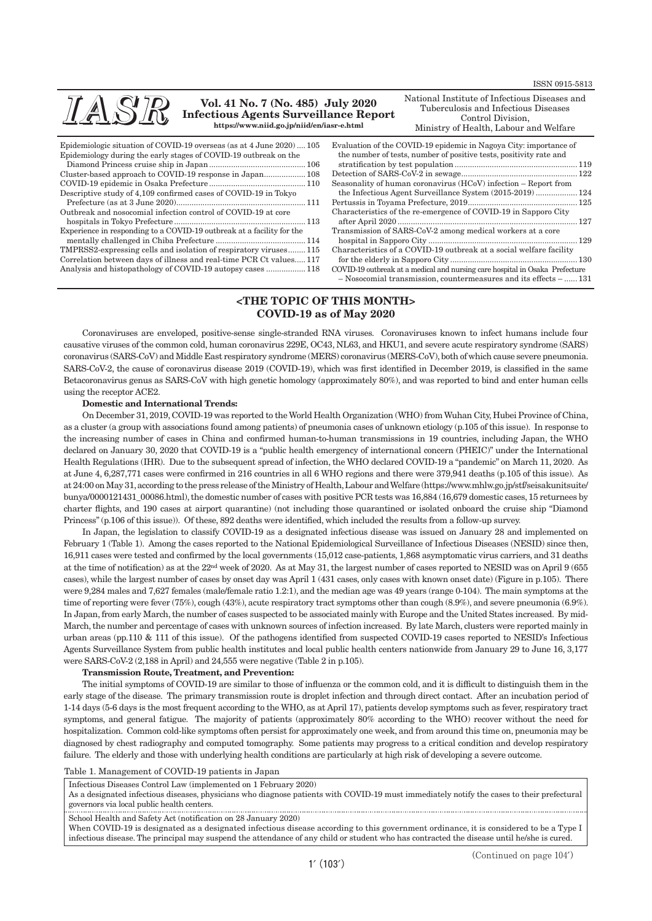ISSN 0915-5813

# IASR

**Vol. 41 No. 7 (No. 485) July 2020**
**Infectious Agents Surveillance Report**
**https://www.niid.go.jp/niid/en/iasr-e.html**

National Institute of Infectious Diseases and Tuberculosis and Infectious Diseases Control Division, Ministry of Health, Labour and Welfare

Epidemiologic situation of COVID-19 overseas (as at 4 June 2020) .... 105
Epidemiology during the early stages of COVID-19 outbreak on the Diamond Princess cruise ship in Japan ........ 106
Cluster-based approach to COVID-19 response in Japan........ 108
COVID-19 epidemic in Osaka Prefecture ........ 110
Descriptive study of 4,109 confirmed cases of COVID-19 in Tokyo Prefecture (as at 3 June 2020) ........ 111
Outbreak and nosocomial infection control of COVID-19 at core hospitals in Tokyo Prefecture ........ 113
Experience in responding to a COVID-19 outbreak at a facility for the mentally challenged in Chiba Prefecture ........ 114
TMPRSS2-expressing cells and isolation of respiratory viruses........ 115
Correlation between days of illness and real-time PCR Ct values..... 117
Analysis and histopathology of COVID-19 autopsy cases ........ 118
Evaluation of the COVID-19 epidemic in Nagoya City: importance of the number of tests, number of positive tests, positivity rate and stratification by test population ........ 119
Detection of SARS-CoV-2 in sewage........ 122
Seasonality of human coronavirus (HCoV) infection – Report from the Infectious Agent Surveillance System (2015-2019) ........ 124
Pertussis in Toyama Prefecture, 2019........ 125
Characteristics of the re-emergence of COVID-19 in Sapporo City after April 2020 ........ 127
Transmission of SARS-CoV-2 among medical workers at a core hospital in Sapporo City ........ 129
Characteristics of a COVID-19 outbreak at a social welfare facility for the elderly in Sapporo City ........ 130
COVID-19 outbreak at a medical and nursing care hospital in Osaka Prefecture – Nosocomial transmission, countermeasures and its effects – ...... 131

## <THE TOPIC OF THIS MONTH> COVID-19 as of May 2020

Coronaviruses are enveloped, positive-sense single-stranded RNA viruses. Coronaviruses known to infect humans include four causative viruses of the common cold, human coronavirus 229E, OC43, NL63, and HKU1, and severe acute respiratory syndrome (SARS) coronavirus (SARS-CoV) and Middle East respiratory syndrome (MERS) coronavirus (MERS-CoV), both of which cause severe pneumonia. SARS-CoV-2, the cause of coronavirus disease 2019 (COVID-19), which was first identified in December 2019, is classified in the same Betacoronavirus genus as SARS-CoV with high genetic homology (approximately 80%), and was reported to bind and enter human cells using the receptor ACE2.

**Domestic and International Trends:**

On December 31, 2019, COVID-19 was reported to the World Health Organization (WHO) from Wuhan City, Hubei Province of China, as a cluster (a group with associations found among patients) of pneumonia cases of unknown etiology (p.105 of this issue). In response to the increasing number of cases in China and confirmed human-to-human transmissions in 19 countries, including Japan, the WHO declared on January 30, 2020 that COVID-19 is a "public health emergency of international concern (PHEIC)" under the International Health Regulations (IHR). Due to the subsequent spread of infection, the WHO declared COVID-19 a "pandemic" on March 11, 2020. As at June 4, 6,287,771 cases were confirmed in 216 countries in all 6 WHO regions and there were 379,941 deaths (p.105 of this issue). As at 24:00 on May 31, according to the press release of the Ministry of Health, Labour and Welfare (https://www.mhlw.go.jp/stf/seisakunitsuite/bunya/0000121431_00086.html), the domestic number of cases with positive PCR tests was 16,884 (16,679 domestic cases, 15 returnees by charter flights, and 190 cases at airport quarantine) (not including those quarantined or isolated onboard the cruise ship "Diamond Princess" (p.106 of this issue)). Of these, 892 deaths were identified, which included the results from a follow-up survey.

In Japan, the legislation to classify COVID-19 as a designated infectious disease was issued on January 28 and implemented on February 1 (Table 1). Among the cases reported to the National Epidemiological Surveillance of Infectious Diseases (NESID) since then, 16,911 cases were tested and confirmed by the local governments (15,012 case-patients, 1,868 asymptomatic virus carriers, and 31 deaths at the time of notification) as at the 22nd week of 2020. As at May 31, the largest number of cases reported to NESID was on April 9 (655 cases), while the largest number of cases by onset day was April 1 (431 cases, only cases with known onset date) (Figure in p.105). There were 9,284 males and 7,627 females (male/female ratio 1.2:1), and the median age was 49 years (range 0-104). The main symptoms at the time of reporting were fever (75%), cough (43%), acute respiratory tract symptoms other than cough (8.9%), and severe pneumonia (6.9%). In Japan, from early March, the number of cases suspected to be associated mainly with Europe and the United States increased. By mid-March, the number and percentage of cases with unknown sources of infection increased. By late March, clusters were reported mainly in urban areas (pp.110 & 111 of this issue). Of the pathogens identified from suspected COVID-19 cases reported to NESID's Infectious Agents Surveillance System from public health institutes and local public health centers nationwide from January 29 to June 16, 3,177 were SARS-CoV-2 (2,188 in April) and 24,555 were negative (Table 2 in p.105).

**Transmission Route, Treatment, and Prevention:**

The initial symptoms of COVID-19 are similar to those of influenza or the common cold, and it is difficult to distinguish them in the early stage of the disease. The primary transmission route is droplet infection and through direct contact. After an incubation period of 1-14 days (5-6 days is the most frequent according to the WHO, as at April 17), patients develop symptoms such as fever, respiratory tract symptoms, and general fatigue. The majority of patients (approximately 80% according to the WHO) recover without the need for hospitalization. Common cold-like symptoms often persist for approximately one week, and from around this time on, pneumonia may be diagnosed by chest radiography and computed tomography. Some patients may progress to a critical condition and develop respiratory failure. The elderly and those with underlying health conditions are particularly at high risk of developing a severe outcome.

Table 1. Management of COVID-19 patients in Japan

| |
|---|
| Infectious Diseases Control Law (implemented on 1 February 2020)<br>As a designated infectious diseases, physicians who diagnose patients with COVID-19 must immediately notify the cases to their prefectural governors via local public health centers. |
| School Health and Safety Act (notification on 28 January 2020)<br>When COVID-19 is designated as a designated infectious disease according to this government ordinance, it is considered to be a Type I infectious disease. The principal may suspend the attendance of any child or student who has contracted the disease until he/she is cured. |

(Continued on page 104′)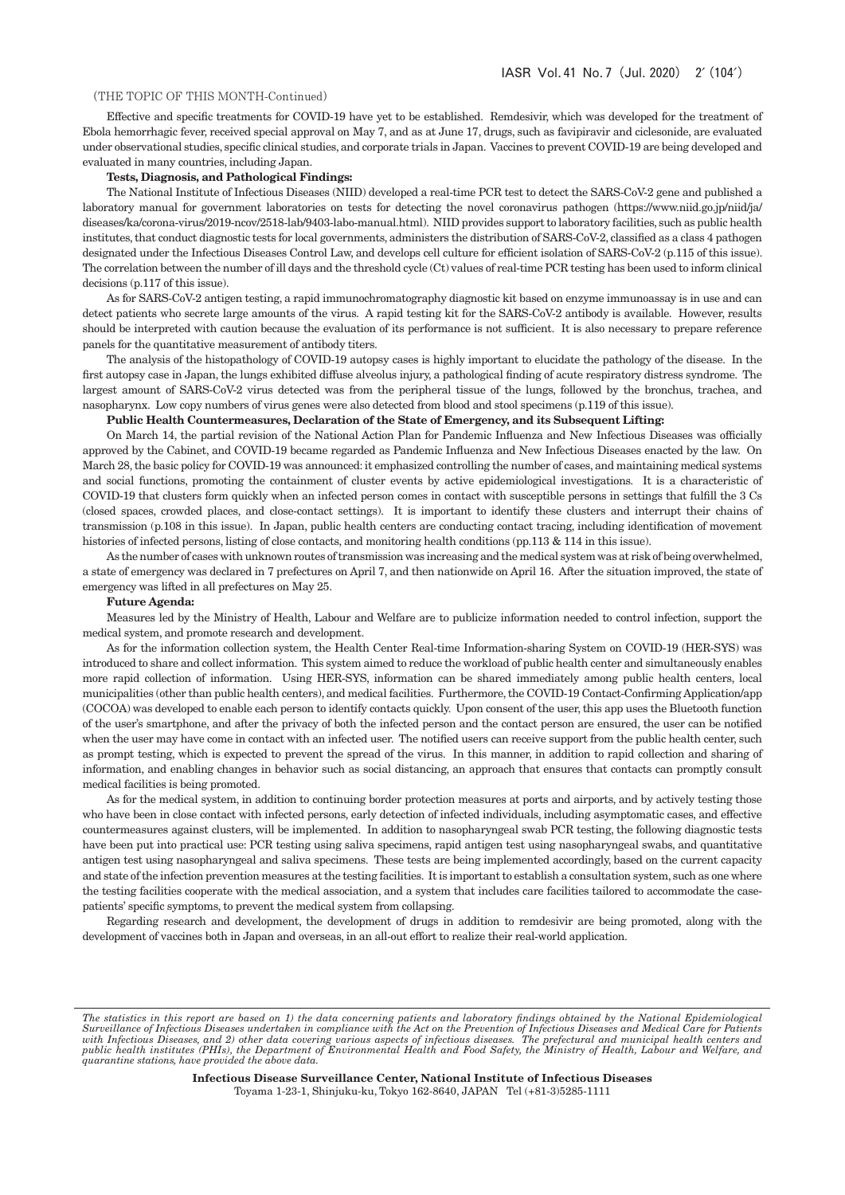(THE TOPIC OF THIS MONTH-Continued)

Effective and specific treatments for COVID-19 have yet to be established. Remdesivir, which was developed for the treatment of Ebola hemorrhagic fever, received special approval on May 7, and as at June 17, drugs, such as favipiravir and ciclesonide, are evaluated under observational studies, specific clinical studies, and corporate trials in Japan. Vaccines to prevent COVID-19 are being developed and evaluated in many countries, including Japan.

**Tests, Diagnosis, and Pathological Findings:**

The National Institute of Infectious Diseases (NIID) developed a real-time PCR test to detect the SARS-CoV-2 gene and published a laboratory manual for government laboratories on tests for detecting the novel coronavirus pathogen (https://www.niid.go.jp/niid/ja/diseases/ka/corona-virus/2019-ncov/2518-lab/9403-labo-manual.html). NIID provides support to laboratory facilities, such as public health institutes, that conduct diagnostic tests for local governments, administers the distribution of SARS-CoV-2, classified as a class 4 pathogen designated under the Infectious Diseases Control Law, and develops cell culture for efficient isolation of SARS-CoV-2 (p.115 of this issue). The correlation between the number of ill days and the threshold cycle (Ct) values of real-time PCR testing has been used to inform clinical decisions (p.117 of this issue).

As for SARS-CoV-2 antigen testing, a rapid immunochromatography diagnostic kit based on enzyme immunoassay is in use and can detect patients who secrete large amounts of the virus. A rapid testing kit for the SARS-CoV-2 antibody is available. However, results should be interpreted with caution because the evaluation of its performance is not sufficient. It is also necessary to prepare reference panels for the quantitative measurement of antibody titers.

The analysis of the histopathology of COVID-19 autopsy cases is highly important to elucidate the pathology of the disease. In the first autopsy case in Japan, the lungs exhibited diffuse alveolus injury, a pathological finding of acute respiratory distress syndrome. The largest amount of SARS-CoV-2 virus detected was from the peripheral tissue of the lungs, followed by the bronchus, trachea, and nasopharynx. Low copy numbers of virus genes were also detected from blood and stool specimens (p.119 of this issue).

**Public Health Countermeasures, Declaration of the State of Emergency, and its Subsequent Lifting:**

On March 14, the partial revision of the National Action Plan for Pandemic Influenza and New Infectious Diseases was officially approved by the Cabinet, and COVID-19 became regarded as Pandemic Influenza and New Infectious Diseases enacted by the law. On March 28, the basic policy for COVID-19 was announced: it emphasized controlling the number of cases, and maintaining medical systems and social functions, promoting the containment of cluster events by active epidemiological investigations. It is a characteristic of COVID-19 that clusters form quickly when an infected person comes in contact with susceptible persons in settings that fulfill the 3 Cs (closed spaces, crowded places, and close-contact settings). It is important to identify these clusters and interrupt their chains of transmission (p.108 in this issue). In Japan, public health centers are conducting contact tracing, including identification of movement histories of infected persons, listing of close contacts, and monitoring health conditions (pp.113 & 114 in this issue).

As the number of cases with unknown routes of transmission was increasing and the medical system was at risk of being overwhelmed, a state of emergency was declared in 7 prefectures on April 7, and then nationwide on April 16. After the situation improved, the state of emergency was lifted in all prefectures on May 25.

**Future Agenda:**

Measures led by the Ministry of Health, Labour and Welfare are to publicize information needed to control infection, support the medical system, and promote research and development.

As for the information collection system, the Health Center Real-time Information-sharing System on COVID-19 (HER-SYS) was introduced to share and collect information. This system aimed to reduce the workload of public health center and simultaneously enables more rapid collection of information. Using HER-SYS, information can be shared immediately among public health centers, local municipalities (other than public health centers), and medical facilities. Furthermore, the COVID-19 Contact-Confirming Application/app (COCOA) was developed to enable each person to identify contacts quickly. Upon consent of the user, this app uses the Bluetooth function of the user's smartphone, and after the privacy of both the infected person and the contact person are ensured, the user can be notified when the user may have come in contact with an infected user. The notified users can receive support from the public health center, such as prompt testing, which is expected to prevent the spread of the virus. In this manner, in addition to rapid collection and sharing of information, and enabling changes in behavior such as social distancing, an approach that ensures that contacts can promptly consult medical facilities is being promoted.

As for the medical system, in addition to continuing border protection measures at ports and airports, and by actively testing those who have been in close contact with infected persons, early detection of infected individuals, including asymptomatic cases, and effective countermeasures against clusters, will be implemented. In addition to nasopharyngeal swab PCR testing, the following diagnostic tests have been put into practical use: PCR testing using saliva specimens, rapid antigen test using nasopharyngeal swabs, and quantitative antigen test using nasopharyngeal and saliva specimens. These tests are being implemented accordingly, based on the current capacity and state of the infection prevention measures at the testing facilities. It is important to establish a consultation system, such as one where the testing facilities cooperate with the medical association, and a system that includes care facilities tailored to accommodate the case-patients' specific symptoms, to prevent the medical system from collapsing.

Regarding research and development, the development of drugs in addition to remdesivir are being promoted, along with the development of vaccines both in Japan and overseas, in an all-out effort to realize their real-world application.

---

*The statistics in this report are based on 1) the data concerning patients and laboratory findings obtained by the National Epidemiological Surveillance of Infectious Diseases undertaken in compliance with the Act on the Prevention of Infectious Diseases and Medical Care for Patients with Infectious Diseases, and 2) other data covering various aspects of infectious diseases. The prefectural and municipal health centers and public health institutes (PHIs), the Department of Environmental Health and Food Safety, the Ministry of Health, Labour and Welfare, and quarantine stations, have provided the above data.*

**Infectious Disease Surveillance Center, National Institute of Infectious Diseases**
Toyama 1-23-1, Shinjuku-ku, Tokyo 162-8640, JAPAN Tel (+81-3)5285-1111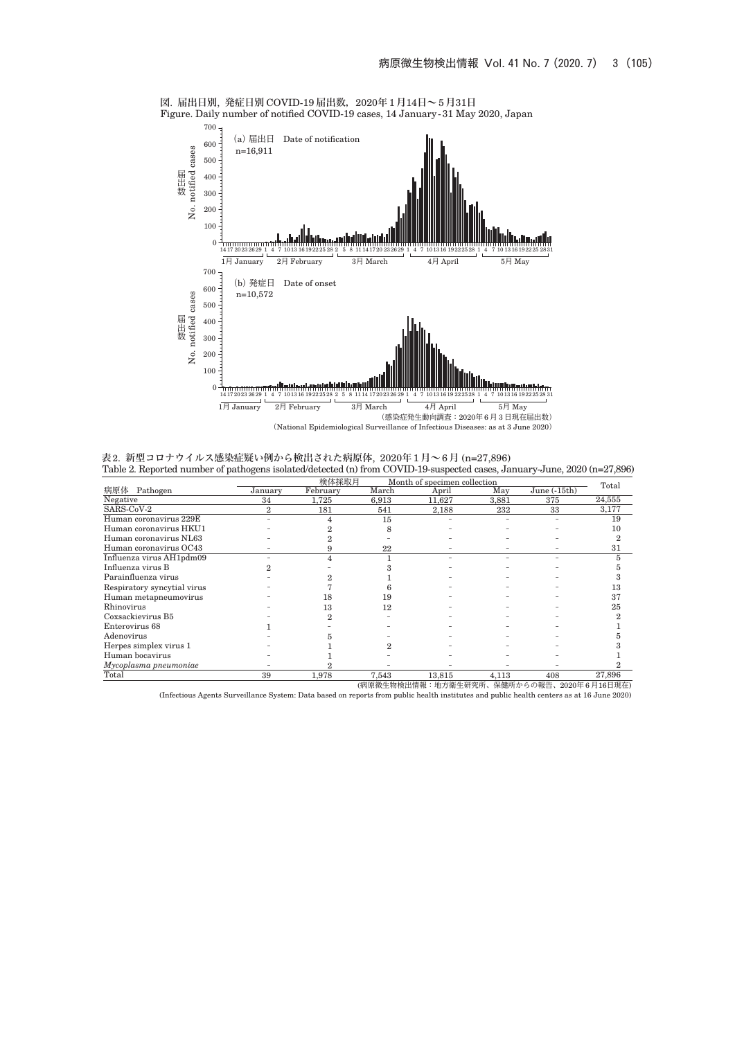図. 届出日別，発症日別 COVID-19 届出数，2020年1月14日～5月31日
Figure. Daily number of notified COVID-19 cases, 14 January - 31 May 2020, Japan

(a) 届出日 Date of notification
n=16,911

(b) 発症日 Date of onset
n=10,572

届出数 No. notified cases

1月 January　2月 February　3月 March　4月 April　5月 May

（感染症発生動向調査：2020年6月3日現在届出数）
（National Epidemiological Surveillance of Infectious Diseases: as at 3 June 2020）

表2. 新型コロナウイルス感染症疑い例から検出された病原体，2020年1月～6月 (n=27,896)
Table 2. Reported number of pathogens isolated/detected (n) from COVID-19-suspected cases, January-June, 2020 (n=27,896)

| 病原体 Pathogen | 検体採取月 Month of specimen collection | | | | | | Total |
|---|---|---|---|---|---|---|---|
| | January | February | March | April | May | June (-15th) | |
| Negative | 34 | 1,725 | 6,913 | 11,627 | 3,881 | 375 | 24,555 |
| SARS-CoV-2 | 2 | 181 | 541 | 2,188 | 232 | 33 | 3,177 |
| Human coronavirus 229E | - | 4 | 15 | - | - | - | 19 |
| Human coronavirus HKU1 | - | 2 | 8 | - | - | - | 10 |
| Human coronavirus NL63 | - | 2 | - | - | - | - | 2 |
| Human coronavirus OC43 | - | 9 | 22 | - | - | - | 31 |
| Influenza virus AH1pdm09 | - | 4 | 1 | - | - | - | 5 |
| Influenza virus B | 2 | - | 3 | - | - | - | 5 |
| Parainfluenza virus | - | 2 | 1 | - | - | - | 3 |
| Respiratory syncytial virus | - | 7 | 6 | - | - | - | 13 |
| Human metapneumovirus | - | 18 | 19 | - | - | - | 37 |
| Rhinovirus | - | 13 | 12 | - | - | - | 25 |
| Coxsackievirus B5 | - | 2 | - | - | - | - | 2 |
| Enterovirus 68 | 1 | - | - | - | - | - | 1 |
| Adenovirus | - | 5 | - | - | - | - | 5 |
| Herpes simplex virus 1 | - | 1 | 2 | - | - | - | 3 |
| Human bocavirus | - | 1 | - | - | - | - | 1 |
| *Mycoplasma pneumoniae* | - | 2 | - | - | - | - | 2 |
| Total | 39 | 1,978 | 7,543 | 13,815 | 4,113 | 408 | 27,896 |

(病原微生物検出情報：地方衛生研究所、保健所からの報告、2020年6月16日現在)
(Infectious Agents Surveillance System: Data based on reports from public health institutes and public health centers as at 16 June 2020)